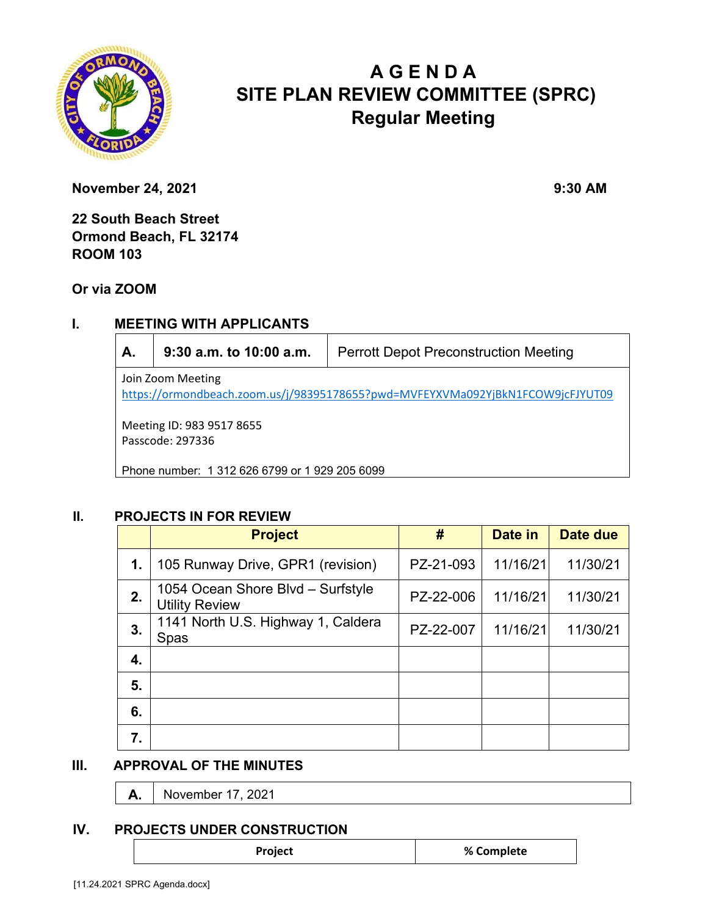# A G E N D A
# SITE PLAN REVIEW COMMITTEE (SPRC)
## Regular Meeting

**November 24, 2021** **9:30 AM**

**22 South Beach Street**
**Ormond Beach, FL 32174**
**ROOM 103**

**Or via ZOOM**

## I. MEETING WITH APPLICANTS

| | | |
|---|---|---|
| **A.** | **9:30 a.m. to 10:00 a.m.** | Perrott Depot Preconstruction Meeting |

Join Zoom Meeting
https://ormondbeach.zoom.us/j/98395178655?pwd=MVFEYXVMa092YjBkN1FCOW9jcFJYUT09

Meeting ID: 983 9517 8655
Passcode: 297336

Phone number: 1 312 626 6799 or 1 929 205 6099

## II. PROJECTS IN FOR REVIEW

| | Project | # | Date in | Date due |
|---|---|---|---|---|
| **1.** | 105 Runway Drive, GPR1 (revision) | PZ-21-093 | 11/16/21 | 11/30/21 |
| **2.** | 1054 Ocean Shore Blvd – Surfstyle Utility Review | PZ-22-006 | 11/16/21 | 11/30/21 |
| **3.** | 1141 North U.S. Highway 1, Caldera Spas | PZ-22-007 | 11/16/21 | 11/30/21 |
| **4.** | | | | |
| **5.** | | | | |
| **6.** | | | | |
| **7.** | | | | |

## III. APPROVAL OF THE MINUTES

| | |
|---|---|
| **A.** | November 17, 2021 |

## IV. PROJECTS UNDER CONSTRUCTION

| Project | % Complete |
|---|---|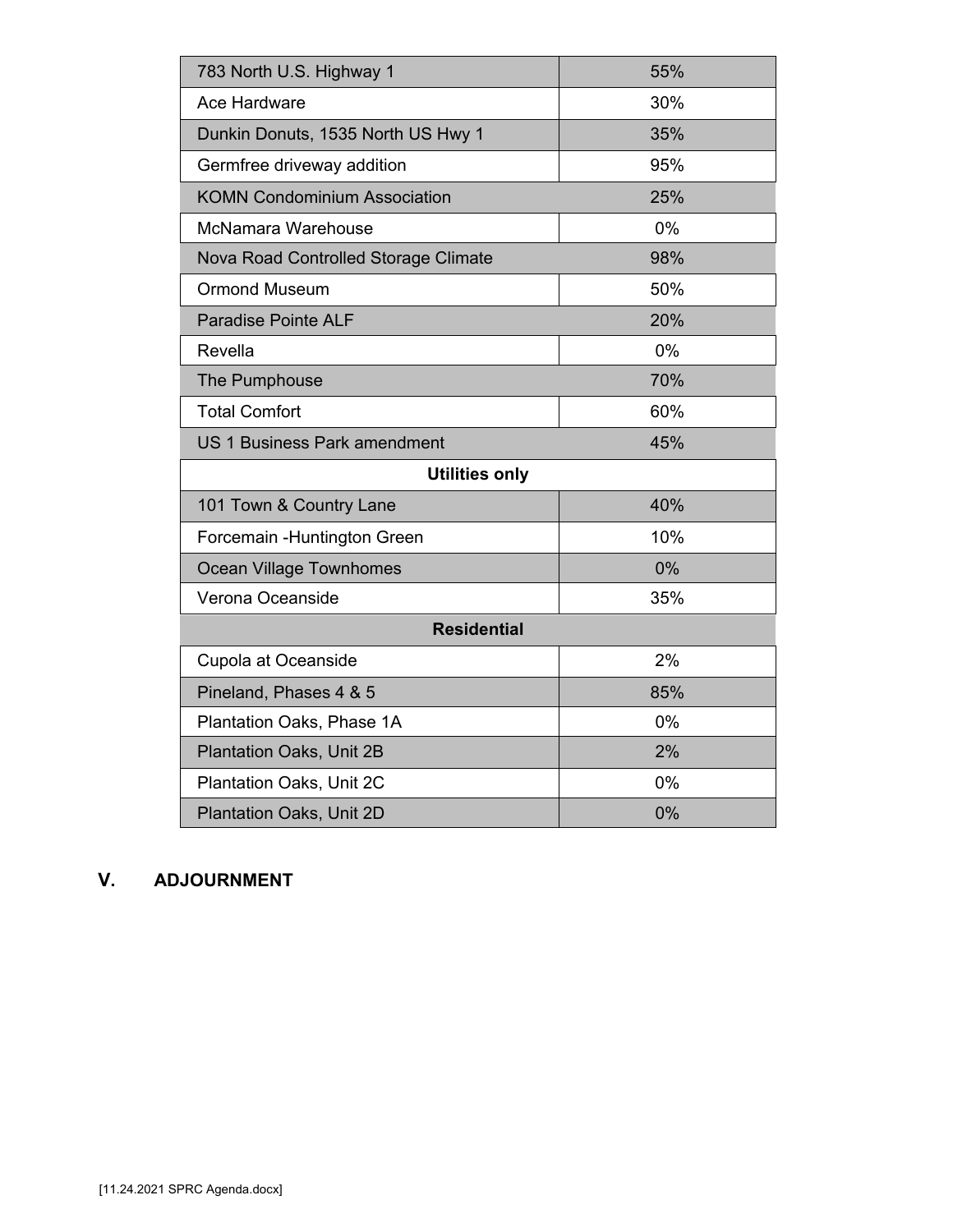| | |
|---|---|
| 783 North U.S. Highway 1 | 55% |
| Ace Hardware | 30% |
| Dunkin Donuts, 1535 North US Hwy 1 | 35% |
| Germfree driveway addition | 95% |
| KOMN Condominium Association | 25% |
| McNamara Warehouse | 0% |
| Nova Road Controlled Storage Climate | 98% |
| Ormond Museum | 50% |
| Paradise Pointe ALF | 20% |
| Revella | 0% |
| The Pumphouse | 70% |
| Total Comfort | 60% |
| US 1 Business Park amendment | 45% |
| **Utilities only** | |
| 101 Town & Country Lane | 40% |
| Forcemain -Huntington Green | 10% |
| Ocean Village Townhomes | 0% |
| Verona Oceanside | 35% |
| **Residential** | |
| Cupola at Oceanside | 2% |
| Pineland, Phases 4 & 5 | 85% |
| Plantation Oaks, Phase 1A | 0% |
| Plantation Oaks, Unit 2B | 2% |
| Plantation Oaks, Unit 2C | 0% |
| Plantation Oaks, Unit 2D | 0% |

## V. ADJOURNMENT